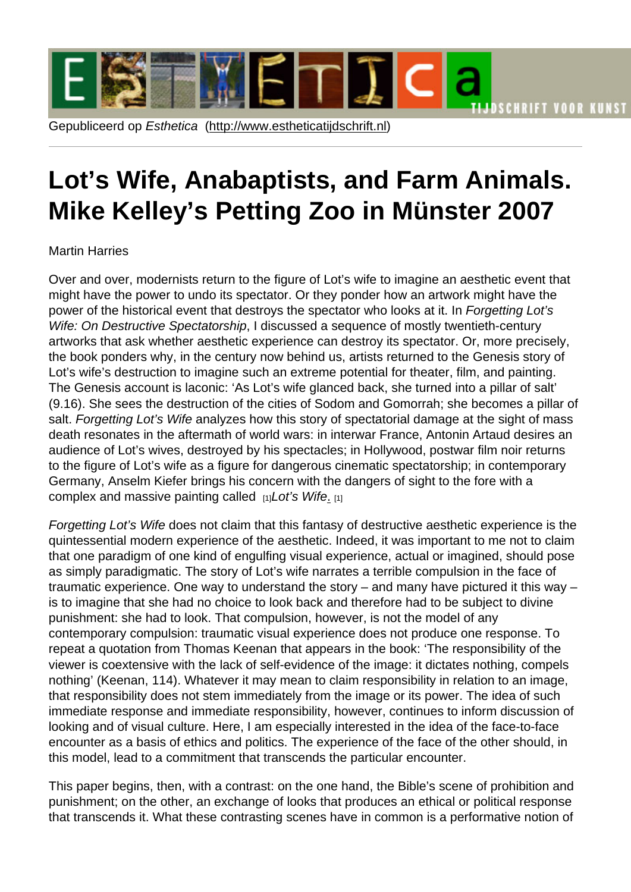Gepubliceerd op *Esthetica* (http://www.estheticatijdschrift.nl)

# Lot's Wife, Anabaptists, and Farm Animals. Mike Kelley's Petting Zoo in Münster 2007

Martin Harries

Over and over, modernists return to the figure of Lot's wife to imagine an aesthetic event that might have the power to undo its spectator. Or they ponder how an artwork might have the power of the historical event that destroys the spectator who looks at it. In *Forgetting Lot's Wife: On Destructive Spectatorship*, I discussed a sequence of mostly twentieth-century artworks that ask whether aesthetic experience can destroy its spectator. Or, more precisely, the book ponders why, in the century now behind us, artists returned to the Genesis story of Lot's wife's destruction to imagine such an extreme potential for theater, film, and painting. The Genesis account is laconic: 'As Lot's wife glanced back, she turned into a pillar of salt' (9.16). She sees the destruction of the cities of Sodom and Gomorrah; she becomes a pillar of salt. *Forgetting Lot's Wife* analyzes how this story of spectatorial damage at the sight of mass death resonates in the aftermath of world wars: in interwar France, Antonin Artaud desires an audience of Lot's wives, destroyed by his spectacles; in Hollywood, postwar film noir returns to the figure of Lot's wife as a figure for dangerous cinematic spectatorship; in contemporary Germany, Anselm Kiefer brings his concern with the dangers of sight to the fore with a complex and massive painting called [1]*Lot's Wife*. [1]

*Forgetting Lot's Wife* does not claim that this fantasy of destructive aesthetic experience is the quintessential modern experience of the aesthetic. Indeed, it was important to me not to claim that one paradigm of one kind of engulfing visual experience, actual or imagined, should pose as simply paradigmatic. The story of Lot's wife narrates a terrible compulsion in the face of traumatic experience. One way to understand the story – and many have pictured it this way – is to imagine that she had no choice to look back and therefore had to be subject to divine punishment: she had to look. That compulsion, however, is not the model of any contemporary compulsion: traumatic visual experience does not produce one response. To repeat a quotation from Thomas Keenan that appears in the book: 'The responsibility of the viewer is coextensive with the lack of self-evidence of the image: it dictates nothing, compels nothing' (Keenan, 114). Whatever it may mean to claim responsibility in relation to an image, that responsibility does not stem immediately from the image or its power. The idea of such immediate response and immediate responsibility, however, continues to inform discussion of looking and of visual culture. Here, I am especially interested in the idea of the face-to-face encounter as a basis of ethics and politics. The experience of the face of the other should, in this model, lead to a commitment that transcends the particular encounter.

This paper begins, then, with a contrast: on the one hand, the Bible's scene of prohibition and punishment; on the other, an exchange of looks that produces an ethical or political response that transcends it. What these contrasting scenes have in common is a performative notion of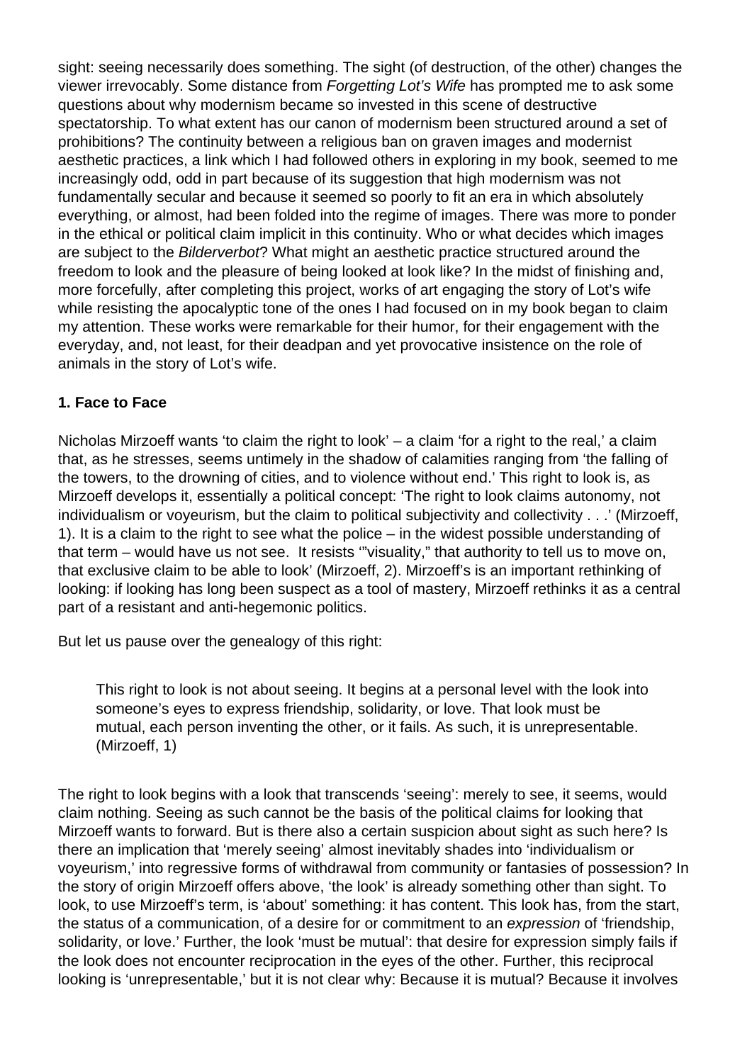sight: seeing necessarily does something. The sight (of destruction, of the other) changes the viewer irrevocably. Some distance from *Forgetting Lot's Wife* has prompted me to ask some questions about why modernism became so invested in this scene of destructive spectatorship. To what extent has our canon of modernism been structured around a set of prohibitions? The continuity between a religious ban on graven images and modernist aesthetic practices, a link which I had followed others in exploring in my book, seemed to me increasingly odd, odd in part because of its suggestion that high modernism was not fundamentally secular and because it seemed so poorly to fit an era in which absolutely everything, or almost, had been folded into the regime of images. There was more to ponder in the ethical or political claim implicit in this continuity. Who or what decides which images are subject to the *Bilderverbot*? What might an aesthetic practice structured around the freedom to look and the pleasure of being looked at look like? In the midst of finishing and, more forcefully, after completing this project, works of art engaging the story of Lot's wife while resisting the apocalyptic tone of the ones I had focused on in my book began to claim my attention. These works were remarkable for their humor, for their engagement with the everyday, and, not least, for their deadpan and yet provocative insistence on the role of animals in the story of Lot's wife.

**1. Face to Face**

Nicholas Mirzoeff wants 'to claim the right to look' – a claim 'for a right to the real,' a claim that, as he stresses, seems untimely in the shadow of calamities ranging from 'the falling of the towers, to the drowning of cities, and to violence without end.' This right to look is, as Mirzoeff develops it, essentially a political concept: 'The right to look claims autonomy, not individualism or voyeurism, but the claim to political subjectivity and collectivity . . .' (Mirzoeff, 1). It is a claim to the right to see what the police – in the widest possible understanding of that term – would have us not see. It resists '"visuality," that authority to tell us to move on, that exclusive claim to be able to look' (Mirzoeff, 2). Mirzoeff's is an important rethinking of looking: if looking has long been suspect as a tool of mastery, Mirzoeff rethinks it as a central part of a resistant and anti-hegemonic politics.

But let us pause over the genealogy of this right:

> This right to look is not about seeing. It begins at a personal level with the look into someone's eyes to express friendship, solidarity, or love. That look must be mutual, each person inventing the other, or it fails. As such, it is unrepresentable. (Mirzoeff, 1)

The right to look begins with a look that transcends 'seeing': merely to see, it seems, would claim nothing. Seeing as such cannot be the basis of the political claims for looking that Mirzoeff wants to forward. But is there also a certain suspicion about sight as such here? Is there an implication that 'merely seeing' almost inevitably shades into 'individualism or voyeurism,' into regressive forms of withdrawal from community or fantasies of possession? In the story of origin Mirzoeff offers above, 'the look' is already something other than sight. To look, to use Mirzoeff's term, is 'about' something: it has content. This look has, from the start, the status of a communication, of a desire for or commitment to an *expression* of 'friendship, solidarity, or love.' Further, the look 'must be mutual': that desire for expression simply fails if the look does not encounter reciprocation in the eyes of the other. Further, this reciprocal looking is 'unrepresentable,' but it is not clear why: Because it is mutual? Because it involves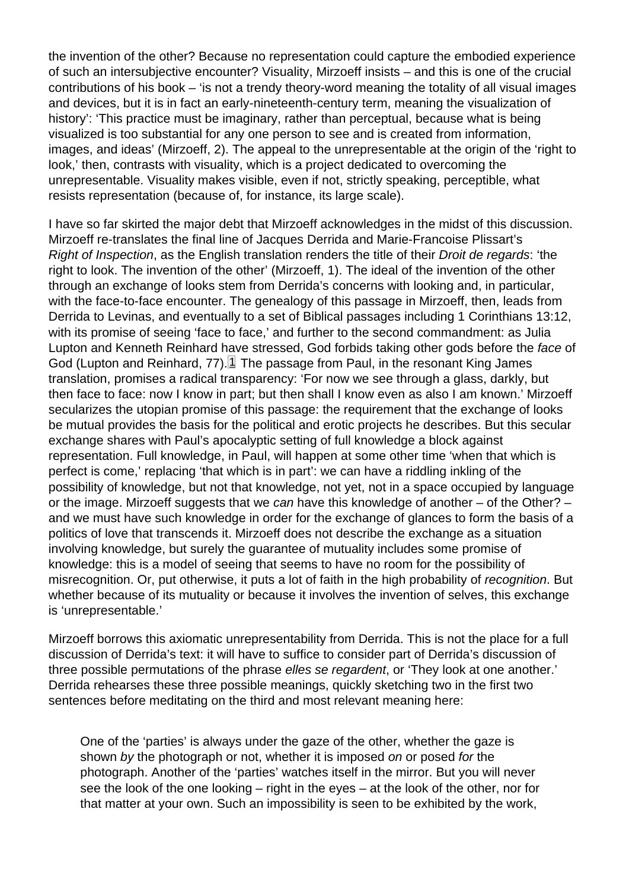the invention of the other? Because no representation could capture the embodied experience of such an intersubjective encounter? Visuality, Mirzoeff insists – and this is one of the crucial contributions of his book – 'is not a trendy theory-word meaning the totality of all visual images and devices, but it is in fact an early-nineteenth-century term, meaning the visualization of history': 'This practice must be imaginary, rather than perceptual, because what is being visualized is too substantial for any one person to see and is created from information, images, and ideas' (Mirzoeff, 2). The appeal to the unrepresentable at the origin of the 'right to look,' then, contrasts with visuality, which is a project dedicated to overcoming the unrepresentable. Visuality makes visible, even if not, strictly speaking, perceptible, what resists representation (because of, for instance, its large scale).

I have so far skirted the major debt that Mirzoeff acknowledges in the midst of this discussion. Mirzoeff re-translates the final line of Jacques Derrida and Marie-Francoise Plissart's *Right of Inspection*, as the English translation renders the title of their *Droit de regards*: 'the right to look. The invention of the other' (Mirzoeff, 1). The ideal of the invention of the other through an exchange of looks stem from Derrida's concerns with looking and, in particular, with the face-to-face encounter. The genealogy of this passage in Mirzoeff, then, leads from Derrida to Levinas, and eventually to a set of Biblical passages including 1 Corinthians 13:12, with its promise of seeing 'face to face,' and further to the second commandment: as Julia Lupton and Kenneth Reinhard have stressed, God forbids taking other gods before the *face* of God (Lupton and Reinhard, 77).[1] The passage from Paul, in the resonant King James translation, promises a radical transparency: 'For now we see through a glass, darkly, but then face to face: now I know in part; but then shall I know even as also I am known.' Mirzoeff secularizes the utopian promise of this passage: the requirement that the exchange of looks be mutual provides the basis for the political and erotic projects he describes. But this secular exchange shares with Paul's apocalyptic setting of full knowledge a block against representation. Full knowledge, in Paul, will happen at some other time 'when that which is perfect is come,' replacing 'that which is in part': we can have a riddling inkling of the possibility of knowledge, but not that knowledge, not yet, not in a space occupied by language or the image. Mirzoeff suggests that we *can* have this knowledge of another – of the Other? – and we must have such knowledge in order for the exchange of glances to form the basis of a politics of love that transcends it. Mirzoeff does not describe the exchange as a situation involving knowledge, but surely the guarantee of mutuality includes some promise of knowledge: this is a model of seeing that seems to have no room for the possibility of misrecognition. Or, put otherwise, it puts a lot of faith in the high probability of *recognition*. But whether because of its mutuality or because it involves the invention of selves, this exchange is 'unrepresentable.'

Mirzoeff borrows this axiomatic unrepresentability from Derrida. This is not the place for a full discussion of Derrida's text: it will have to suffice to consider part of Derrida's discussion of three possible permutations of the phrase *elles se regardent*, or 'They look at one another.' Derrida rehearses these three possible meanings, quickly sketching two in the first two sentences before meditating on the third and most relevant meaning here:

> One of the 'parties' is always under the gaze of the other, whether the gaze is shown *by* the photograph or not, whether it is imposed *on* or posed *for* the photograph. Another of the 'parties' watches itself in the mirror. But you will never see the look of the one looking – right in the eyes – at the look of the other, nor for that matter at your own. Such an impossibility is seen to be exhibited by the work,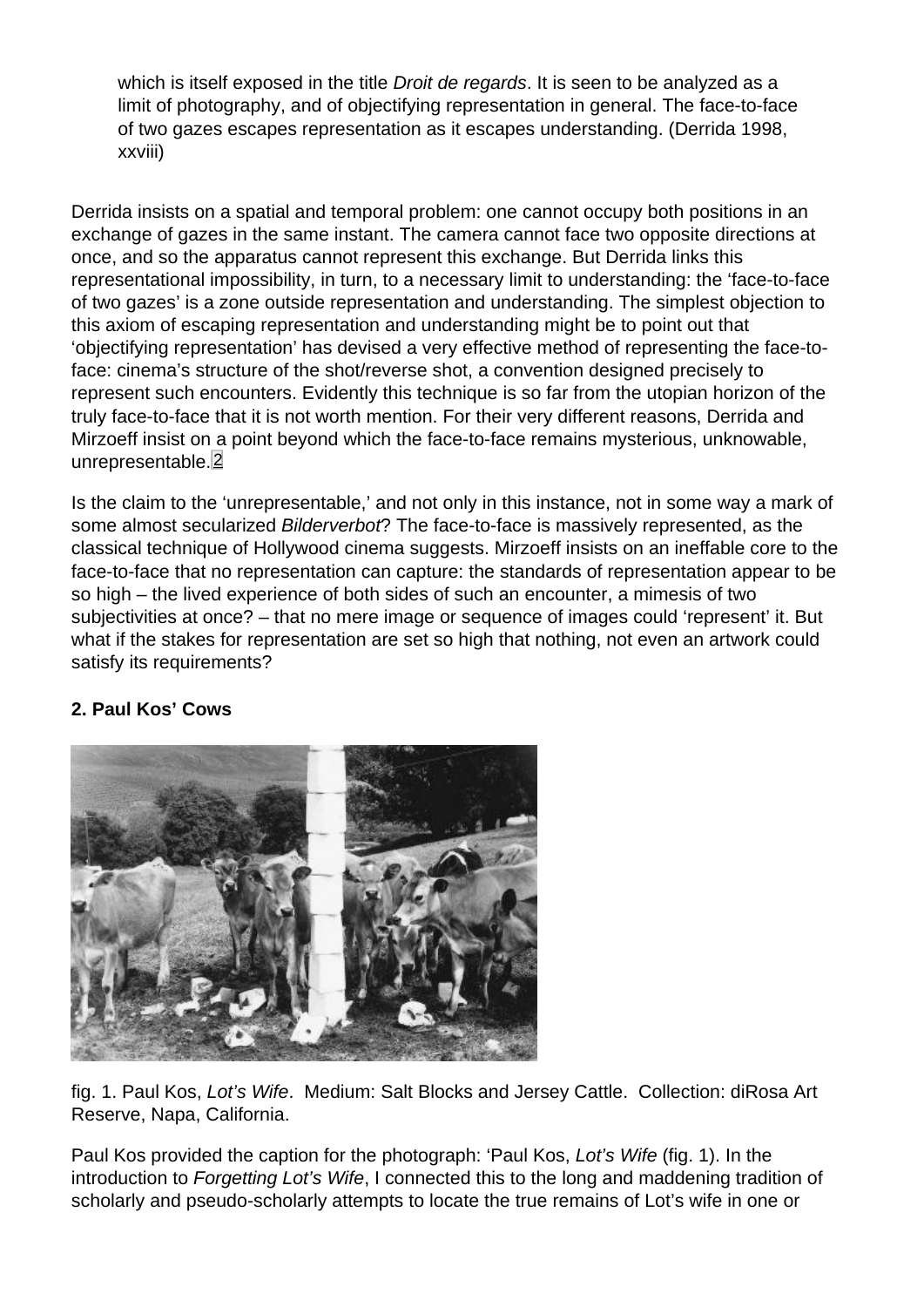> which is itself exposed in the title *Droit de regards*. It is seen to be analyzed as a limit of photography, and of objectifying representation in general. The face-to-face of two gazes escapes representation as it escapes understanding. (Derrida 1998, xxviii)

Derrida insists on a spatial and temporal problem: one cannot occupy both positions in an exchange of gazes in the same instant. The camera cannot face two opposite directions at once, and so the apparatus cannot represent this exchange. But Derrida links this representational impossibility, in turn, to a necessary limit to understanding: the 'face-to-face of two gazes' is a zone outside representation and understanding. The simplest objection to this axiom of escaping representation and understanding might be to point out that 'objectifying representation' has devised a very effective method of representing the face-to-face: cinema's structure of the shot/reverse shot, a convention designed precisely to represent such encounters. Evidently this technique is so far from the utopian horizon of the truly face-to-face that it is not worth mention. For their very different reasons, Derrida and Mirzoeff insist on a point beyond which the face-to-face remains mysterious, unknowable, unrepresentable.[2]

Is the claim to the 'unrepresentable,' and not only in this instance, not in some way a mark of some almost secularized *Bilderverbot*? The face-to-face is massively represented, as the classical technique of Hollywood cinema suggests. Mirzoeff insists on an ineffable core to the face-to-face that no representation can capture: the standards of representation appear to be so high – the lived experience of both sides of such an encounter, a mimesis of two subjectivities at once? – that no mere image or sequence of images could 'represent' it. But what if the stakes for representation are set so high that nothing, not even an artwork could satisfy its requirements?

**2. Paul Kos' Cows**

fig. 1. Paul Kos, *Lot's Wife*. Medium: Salt Blocks and Jersey Cattle. Collection: diRosa Art Reserve, Napa, California.

Paul Kos provided the caption for the photograph: 'Paul Kos, *Lot's Wife* (fig. 1). In the introduction to *Forgetting Lot's Wife*, I connected this to the long and maddening tradition of scholarly and pseudo-scholarly attempts to locate the true remains of Lot's wife in one or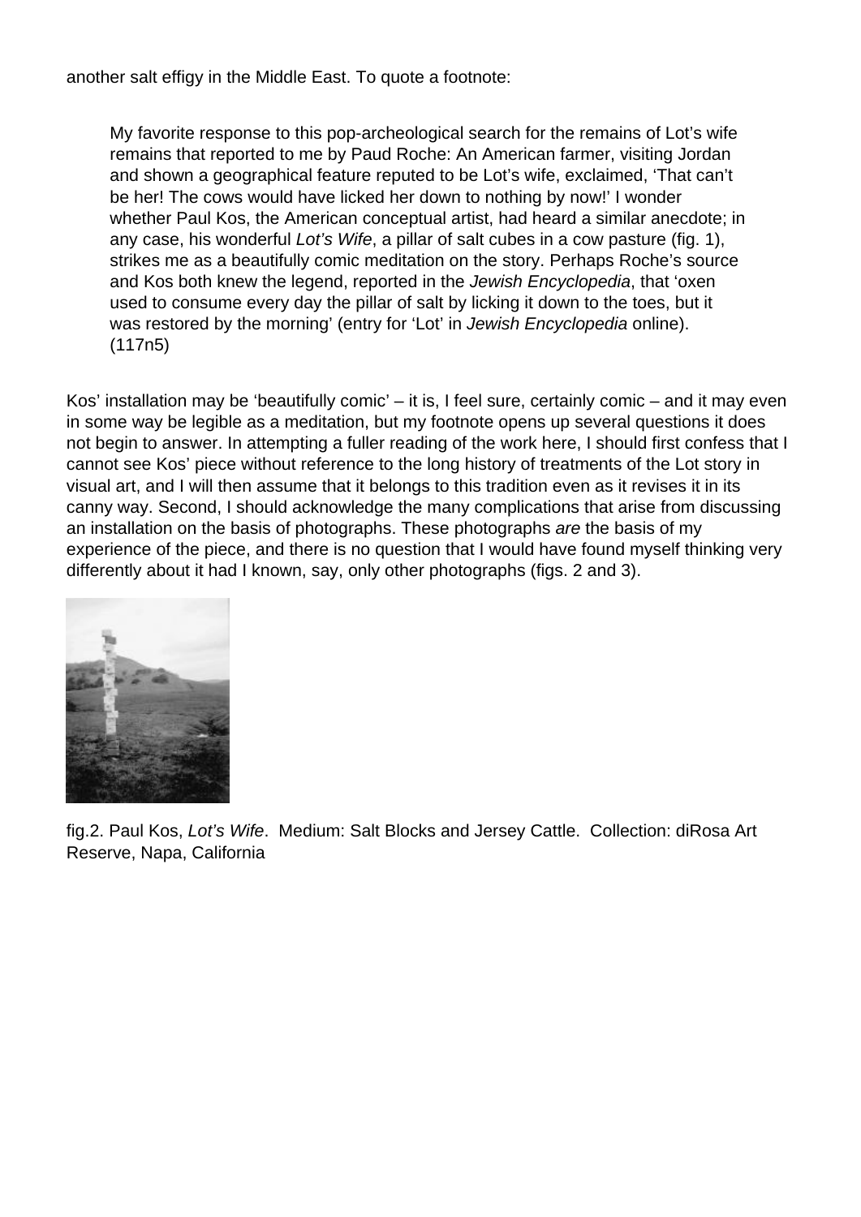another salt effigy in the Middle East. To quote a footnote:

> My favorite response to this pop-archeological search for the remains of Lot's wife remains that reported to me by Paud Roche: An American farmer, visiting Jordan and shown a geographical feature reputed to be Lot's wife, exclaimed, 'That can't be her! The cows would have licked her down to nothing by now!' I wonder whether Paul Kos, the American conceptual artist, had heard a similar anecdote; in any case, his wonderful *Lot's Wife*, a pillar of salt cubes in a cow pasture (fig. 1), strikes me as a beautifully comic meditation on the story. Perhaps Roche's source and Kos both knew the legend, reported in the *Jewish Encyclopedia*, that 'oxen used to consume every day the pillar of salt by licking it down to the toes, but it was restored by the morning' (entry for 'Lot' in *Jewish Encyclopedia* online). (117n5)

Kos' installation may be 'beautifully comic' – it is, I feel sure, certainly comic – and it may even in some way be legible as a meditation, but my footnote opens up several questions it does not begin to answer. In attempting a fuller reading of the work here, I should first confess that I cannot see Kos' piece without reference to the long history of treatments of the Lot story in visual art, and I will then assume that it belongs to this tradition even as it revises it in its canny way. Second, I should acknowledge the many complications that arise from discussing an installation on the basis of photographs. These photographs *are* the basis of my experience of the piece, and there is no question that I would have found myself thinking very differently about it had I known, say, only other photographs (figs. 2 and 3).

fig.2. Paul Kos, *Lot's Wife*. Medium: Salt Blocks and Jersey Cattle. Collection: diRosa Art Reserve, Napa, California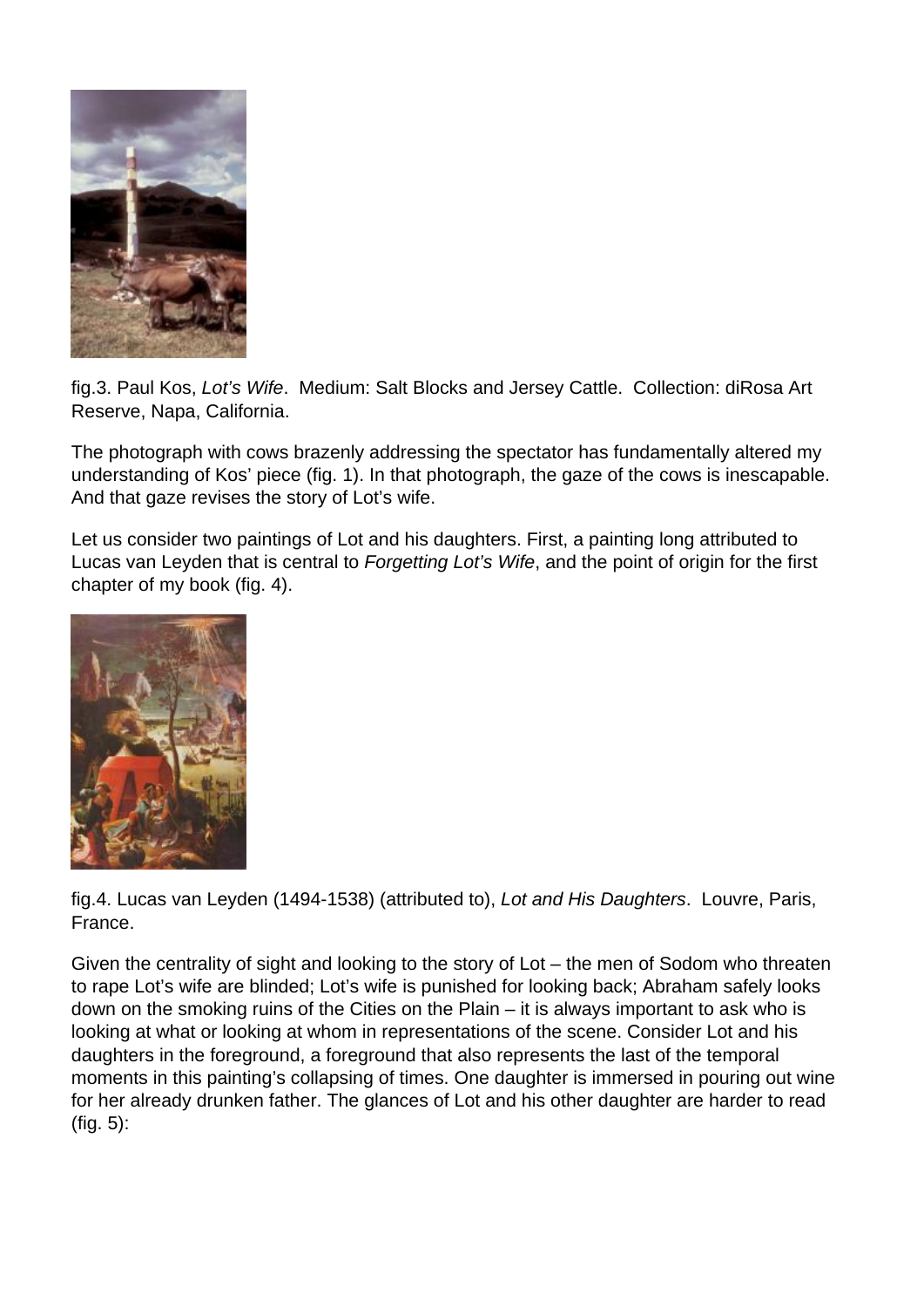fig.3. Paul Kos, *Lot's Wife*.  Medium: Salt Blocks and Jersey Cattle.  Collection: diRosa Art Reserve, Napa, California.

The photograph with cows brazenly addressing the spectator has fundamentally altered my understanding of Kos' piece (fig. 1). In that photograph, the gaze of the cows is inescapable. And that gaze revises the story of Lot's wife.

Let us consider two paintings of Lot and his daughters. First, a painting long attributed to Lucas van Leyden that is central to *Forgetting Lot's Wife*, and the point of origin for the first chapter of my book (fig. 4).

fig.4. Lucas van Leyden (1494-1538) (attributed to), *Lot and His Daughters*.  Louvre, Paris, France.

Given the centrality of sight and looking to the story of Lot – the men of Sodom who threaten to rape Lot's wife are blinded; Lot's wife is punished for looking back; Abraham safely looks down on the smoking ruins of the Cities on the Plain – it is always important to ask who is looking at what or looking at whom in representations of the scene. Consider Lot and his daughters in the foreground, a foreground that also represents the last of the temporal moments in this painting's collapsing of times. One daughter is immersed in pouring out wine for her already drunken father. The glances of Lot and his other daughter are harder to read (fig. 5):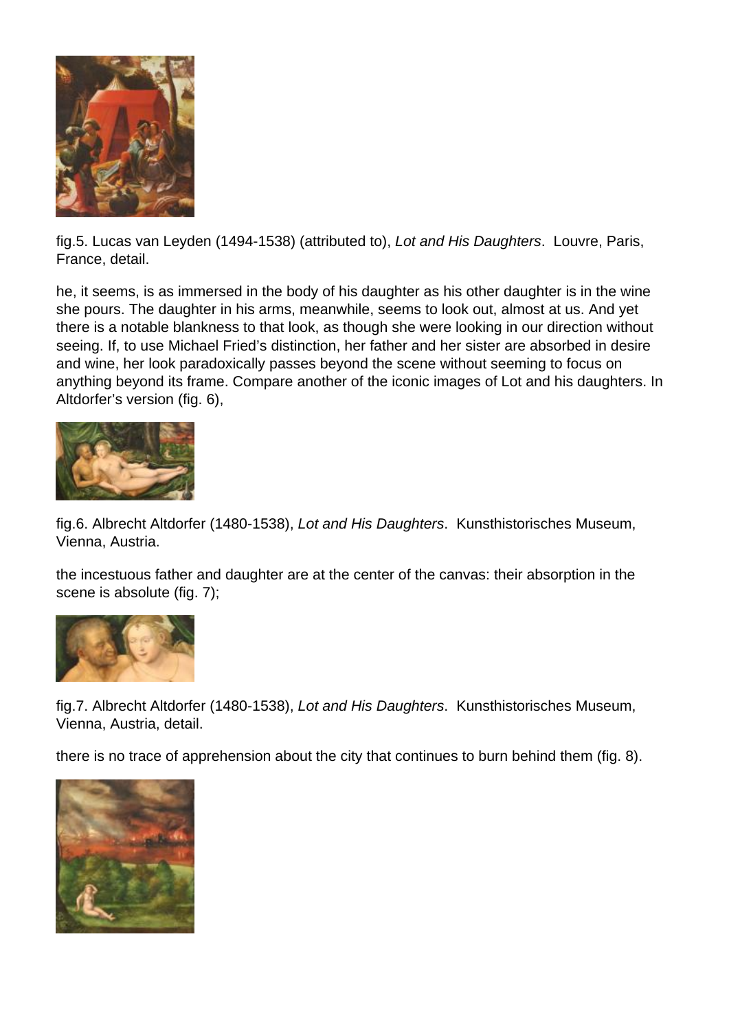fig.5. Lucas van Leyden (1494-1538) (attributed to), *Lot and His Daughters*. Louvre, Paris, France, detail.

he, it seems, is as immersed in the body of his daughter as his other daughter is in the wine she pours. The daughter in his arms, meanwhile, seems to look out, almost at us. And yet there is a notable blankness to that look, as though she were looking in our direction without seeing. If, to use Michael Fried's distinction, her father and her sister are absorbed in desire and wine, her look paradoxically passes beyond the scene without seeming to focus on anything beyond its frame. Compare another of the iconic images of Lot and his daughters. In Altdorfer's version (fig. 6),

fig.6. Albrecht Altdorfer (1480-1538), *Lot and His Daughters*. Kunsthistorisches Museum, Vienna, Austria.

the incestuous father and daughter are at the center of the canvas: their absorption in the scene is absolute (fig. 7);

fig.7. Albrecht Altdorfer (1480-1538), *Lot and His Daughters*. Kunsthistorisches Museum, Vienna, Austria, detail.

there is no trace of apprehension about the city that continues to burn behind them (fig. 8).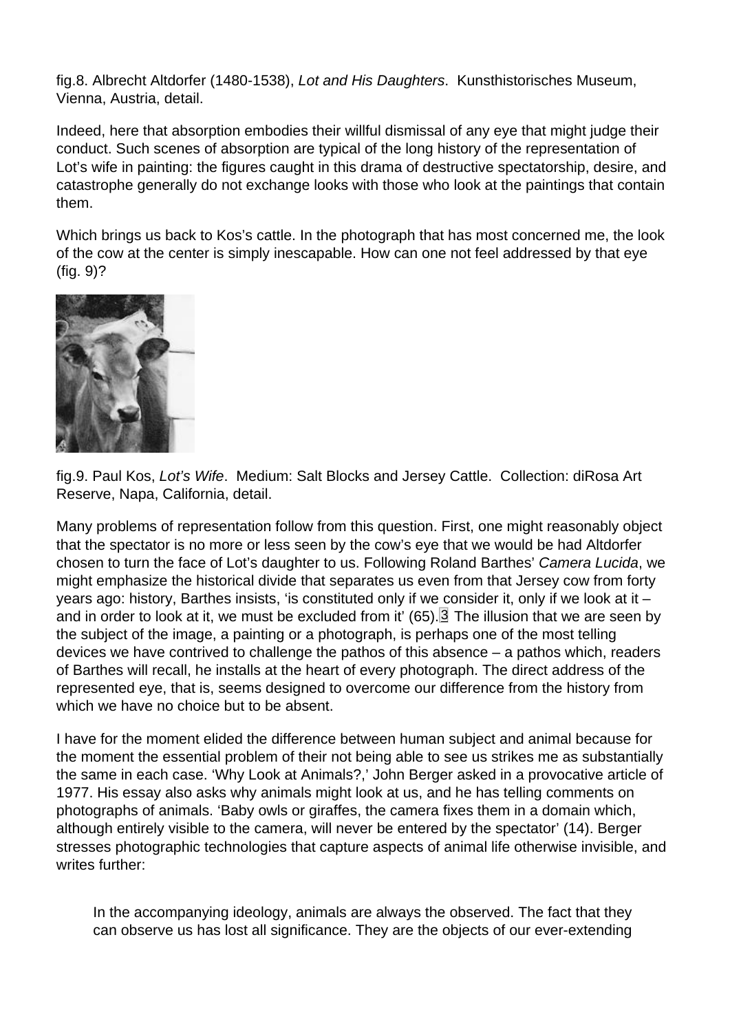fig.8. Albrecht Altdorfer (1480-1538), *Lot and His Daughters*. Kunsthistorisches Museum, Vienna, Austria, detail.

Indeed, here that absorption embodies their willful dismissal of any eye that might judge their conduct. Such scenes of absorption are typical of the long history of the representation of Lot's wife in painting: the figures caught in this drama of destructive spectatorship, desire, and catastrophe generally do not exchange looks with those who look at the paintings that contain them.

Which brings us back to Kos's cattle. In the photograph that has most concerned me, the look of the cow at the center is simply inescapable. How can one not feel addressed by that eye (fig. 9)?

fig.9. Paul Kos, *Lot's Wife*. Medium: Salt Blocks and Jersey Cattle. Collection: diRosa Art Reserve, Napa, California, detail.

Many problems of representation follow from this question. First, one might reasonably object that the spectator is no more or less seen by the cow's eye that we would be had Altdorfer chosen to turn the face of Lot's daughter to us. Following Roland Barthes' *Camera Lucida*, we might emphasize the historical divide that separates us even from that Jersey cow from forty years ago: history, Barthes insists, 'is constituted only if we consider it, only if we look at it – and in order to look at it, we must be excluded from it' (65).[3] The illusion that we are seen by the subject of the image, a painting or a photograph, is perhaps one of the most telling devices we have contrived to challenge the pathos of this absence – a pathos which, readers of Barthes will recall, he installs at the heart of every photograph. The direct address of the represented eye, that is, seems designed to overcome our difference from the history from which we have no choice but to be absent.

I have for the moment elided the difference between human subject and animal because for the moment the essential problem of their not being able to see us strikes me as substantially the same in each case. 'Why Look at Animals?,' John Berger asked in a provocative article of 1977. His essay also asks why animals might look at us, and he has telling comments on photographs of animals. 'Baby owls or giraffes, the camera fixes them in a domain which, although entirely visible to the camera, will never be entered by the spectator' (14). Berger stresses photographic technologies that capture aspects of animal life otherwise invisible, and writes further:

> In the accompanying ideology, animals are always the observed. The fact that they can observe us has lost all significance. They are the objects of our ever-extending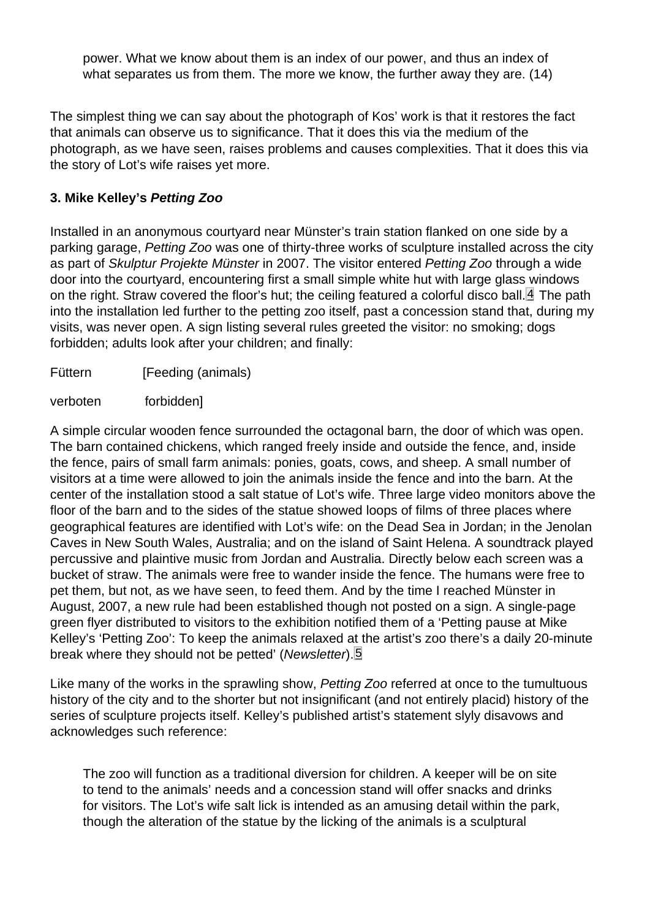> power. What we know about them is an index of our power, and thus an index of what separates us from them. The more we know, the further away they are. (14)

The simplest thing we can say about the photograph of Kos' work is that it restores the fact that animals can observe us to significance. That it does this via the medium of the photograph, as we have seen, raises problems and causes complexities. That it does this via the story of Lot's wife raises yet more.

### 3. Mike Kelley's *Petting Zoo*

Installed in an anonymous courtyard near Münster's train station flanked on one side by a parking garage, *Petting Zoo* was one of thirty-three works of sculpture installed across the city as part of *Skulptur Projekte Münster* in 2007. The visitor entered *Petting Zoo* through a wide door into the courtyard, encountering first a small simple white hut with large glass windows on the right. Straw covered the floor's hut; the ceiling featured a colorful disco ball.[4] The path into the installation led further to the petting zoo itself, past a concession stand that, during my visits, was never open. A sign listing several rules greeted the visitor: no smoking; dogs forbidden; adults look after your children; and finally:

Füttern [Feeding (animals)

verboten forbidden]

A simple circular wooden fence surrounded the octagonal barn, the door of which was open. The barn contained chickens, which ranged freely inside and outside the fence, and, inside the fence, pairs of small farm animals: ponies, goats, cows, and sheep. A small number of visitors at a time were allowed to join the animals inside the fence and into the barn. At the center of the installation stood a salt statue of Lot's wife. Three large video monitors above the floor of the barn and to the sides of the statue showed loops of films of three places where geographical features are identified with Lot's wife: on the Dead Sea in Jordan; in the Jenolan Caves in New South Wales, Australia; and on the island of Saint Helena. A soundtrack played percussive and plaintive music from Jordan and Australia. Directly below each screen was a bucket of straw. The animals were free to wander inside the fence. The humans were free to pet them, but not, as we have seen, to feed them. And by the time I reached Münster in August, 2007, a new rule had been established though not posted on a sign. A single-page green flyer distributed to visitors to the exhibition notified them of a 'Petting pause at Mike Kelley's 'Petting Zoo': To keep the animals relaxed at the artist's zoo there's a daily 20-minute break where they should not be petted' (*Newsletter*).[5]

Like many of the works in the sprawling show, *Petting Zoo* referred at once to the tumultuous history of the city and to the shorter but not insignificant (and not entirely placid) history of the series of sculpture projects itself. Kelley's published artist's statement slyly disavows and acknowledges such reference:

> The zoo will function as a traditional diversion for children. A keeper will be on site to tend to the animals' needs and a concession stand will offer snacks and drinks for visitors. The Lot's wife salt lick is intended as an amusing detail within the park, though the alteration of the statue by the licking of the animals is a sculptural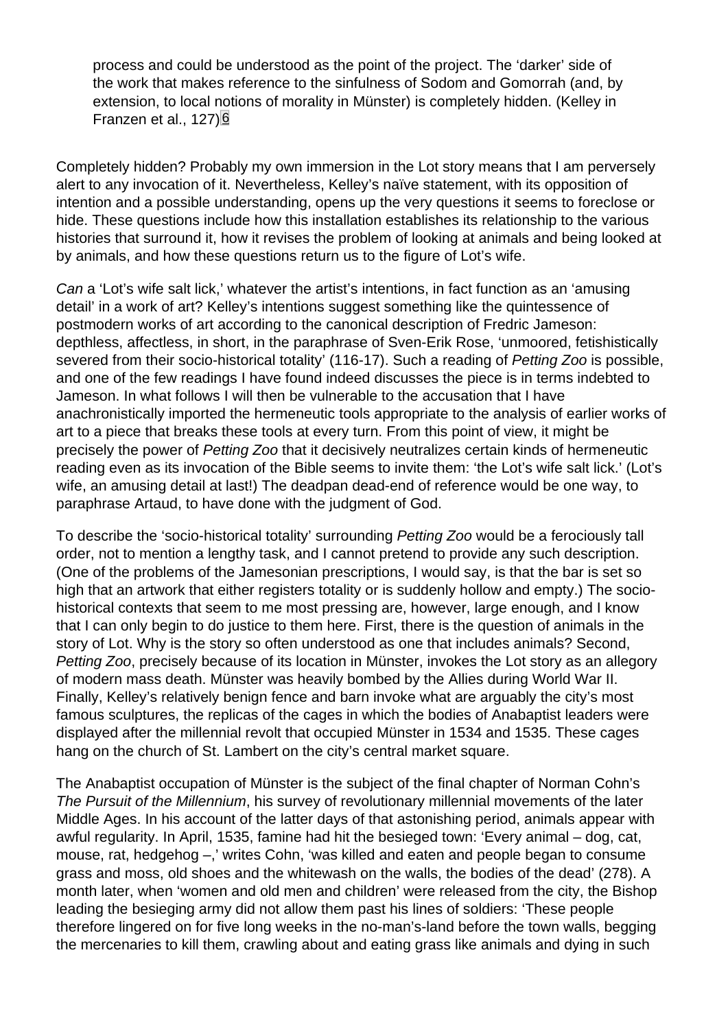process and could be understood as the point of the project. The 'darker' side of the work that makes reference to the sinfulness of Sodom and Gomorrah (and, by extension, to local notions of morality in Münster) is completely hidden. (Kelley in Franzen et al., 127)[6]

Completely hidden? Probably my own immersion in the Lot story means that I am perversely alert to any invocation of it. Nevertheless, Kelley's naïve statement, with its opposition of intention and a possible understanding, opens up the very questions it seems to foreclose or hide. These questions include how this installation establishes its relationship to the various histories that surround it, how it revises the problem of looking at animals and being looked at by animals, and how these questions return us to the figure of Lot's wife.

*Can* a 'Lot's wife salt lick,' whatever the artist's intentions, in fact function as an 'amusing detail' in a work of art? Kelley's intentions suggest something like the quintessence of postmodern works of art according to the canonical description of Fredric Jameson: depthless, affectless, in short, in the paraphrase of Sven-Erik Rose, 'unmoored, fetishistically severed from their socio-historical totality' (116-17). Such a reading of *Petting Zoo* is possible, and one of the few readings I have found indeed discusses the piece is in terms indebted to Jameson. In what follows I will then be vulnerable to the accusation that I have anachronistically imported the hermeneutic tools appropriate to the analysis of earlier works of art to a piece that breaks these tools at every turn. From this point of view, it might be precisely the power of *Petting Zoo* that it decisively neutralizes certain kinds of hermeneutic reading even as its invocation of the Bible seems to invite them: 'the Lot's wife salt lick.' (Lot's wife, an amusing detail at last!) The deadpan dead-end of reference would be one way, to paraphrase Artaud, to have done with the judgment of God.

To describe the 'socio-historical totality' surrounding *Petting Zoo* would be a ferociously tall order, not to mention a lengthy task, and I cannot pretend to provide any such description. (One of the problems of the Jamesonian prescriptions, I would say, is that the bar is set so high that an artwork that either registers totality or is suddenly hollow and empty.) The socio-historical contexts that seem to me most pressing are, however, large enough, and I know that I can only begin to do justice to them here. First, there is the question of animals in the story of Lot. Why is the story so often understood as one that includes animals? Second, *Petting Zoo*, precisely because of its location in Münster, invokes the Lot story as an allegory of modern mass death. Münster was heavily bombed by the Allies during World War II. Finally, Kelley's relatively benign fence and barn invoke what are arguably the city's most famous sculptures, the replicas of the cages in which the bodies of Anabaptist leaders were displayed after the millennial revolt that occupied Münster in 1534 and 1535. These cages hang on the church of St. Lambert on the city's central market square.

The Anabaptist occupation of Münster is the subject of the final chapter of Norman Cohn's *The Pursuit of the Millennium*, his survey of revolutionary millennial movements of the later Middle Ages. In his account of the latter days of that astonishing period, animals appear with awful regularity. In April, 1535, famine had hit the besieged town: 'Every animal – dog, cat, mouse, rat, hedgehog –,' writes Cohn, 'was killed and eaten and people began to consume grass and moss, old shoes and the whitewash on the walls, the bodies of the dead' (278). A month later, when 'women and old men and children' were released from the city, the Bishop leading the besieging army did not allow them past his lines of soldiers: 'These people therefore lingered on for five long weeks in the no-man's-land before the town walls, begging the mercenaries to kill them, crawling about and eating grass like animals and dying in such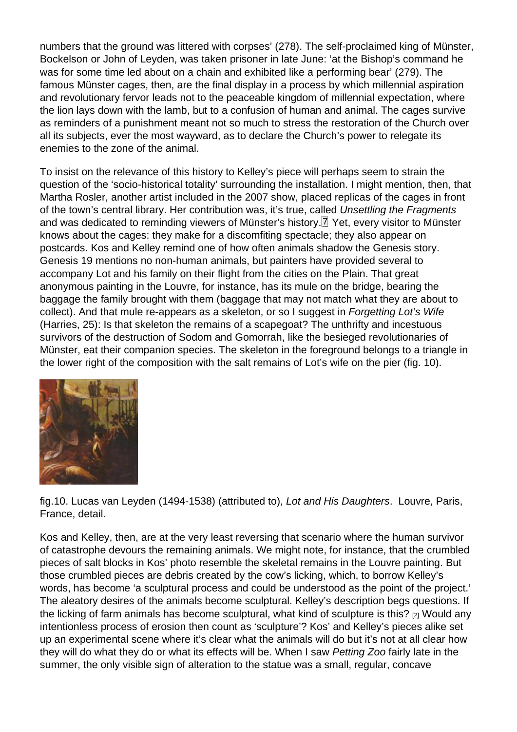numbers that the ground was littered with corpses' (278). The self-proclaimed king of Münster, Bockelson or John of Leyden, was taken prisoner in late June: 'at the Bishop's command he was for some time led about on a chain and exhibited like a performing bear' (279). The famous Münster cages, then, are the final display in a process by which millennial aspiration and revolutionary fervor leads not to the peaceable kingdom of millennial expectation, where the lion lays down with the lamb, but to a confusion of human and animal. The cages survive as reminders of a punishment meant not so much to stress the restoration of the Church over all its subjects, ever the most wayward, as to declare the Church's power to relegate its enemies to the zone of the animal.

To insist on the relevance of this history to Kelley's piece will perhaps seem to strain the question of the 'socio-historical totality' surrounding the installation. I might mention, then, that Martha Rosler, another artist included in the 2007 show, placed replicas of the cages in front of the town's central library. Her contribution was, it's true, called *Unsettling the Fragments* and was dedicated to reminding viewers of Münster's history.[7] Yet, every visitor to Münster knows about the cages: they make for a discomfiting spectacle; they also appear on postcards. Kos and Kelley remind one of how often animals shadow the Genesis story. Genesis 19 mentions no non-human animals, but painters have provided several to accompany Lot and his family on their flight from the cities on the Plain. That great anonymous painting in the Louvre, for instance, has its mule on the bridge, bearing the baggage the family brought with them (baggage that may not match what they are about to collect). And that mule re-appears as a skeleton, or so I suggest in *Forgetting Lot's Wife* (Harries, 25): Is that skeleton the remains of a scapegoat? The unthrifty and incestuous survivors of the destruction of Sodom and Gomorrah, like the besieged revolutionaries of Münster, eat their companion species. The skeleton in the foreground belongs to a triangle in the lower right of the composition with the salt remains of Lot's wife on the pier (fig. 10).

fig.10. Lucas van Leyden (1494-1538) (attributed to), *Lot and His Daughters*. Louvre, Paris, France, detail.

Kos and Kelley, then, are at the very least reversing that scenario where the human survivor of catastrophe devours the remaining animals. We might note, for instance, that the crumbled pieces of salt blocks in Kos' photo resemble the skeletal remains in the Louvre painting. But those crumbled pieces are debris created by the cow's licking, which, to borrow Kelley's words, has become 'a sculptural process and could be understood as the point of the project.' The aleatory desires of the animals become sculptural. Kelley's description begs questions. If the licking of farm animals has become sculptural, what kind of sculpture is this? [2] Would any intentionless process of erosion then count as 'sculpture'? Kos' and Kelley's pieces alike set up an experimental scene where it's clear what the animals will do but it's not at all clear how they will do what they do or what its effects will be. When I saw *Petting Zoo* fairly late in the summer, the only visible sign of alteration to the statue was a small, regular, concave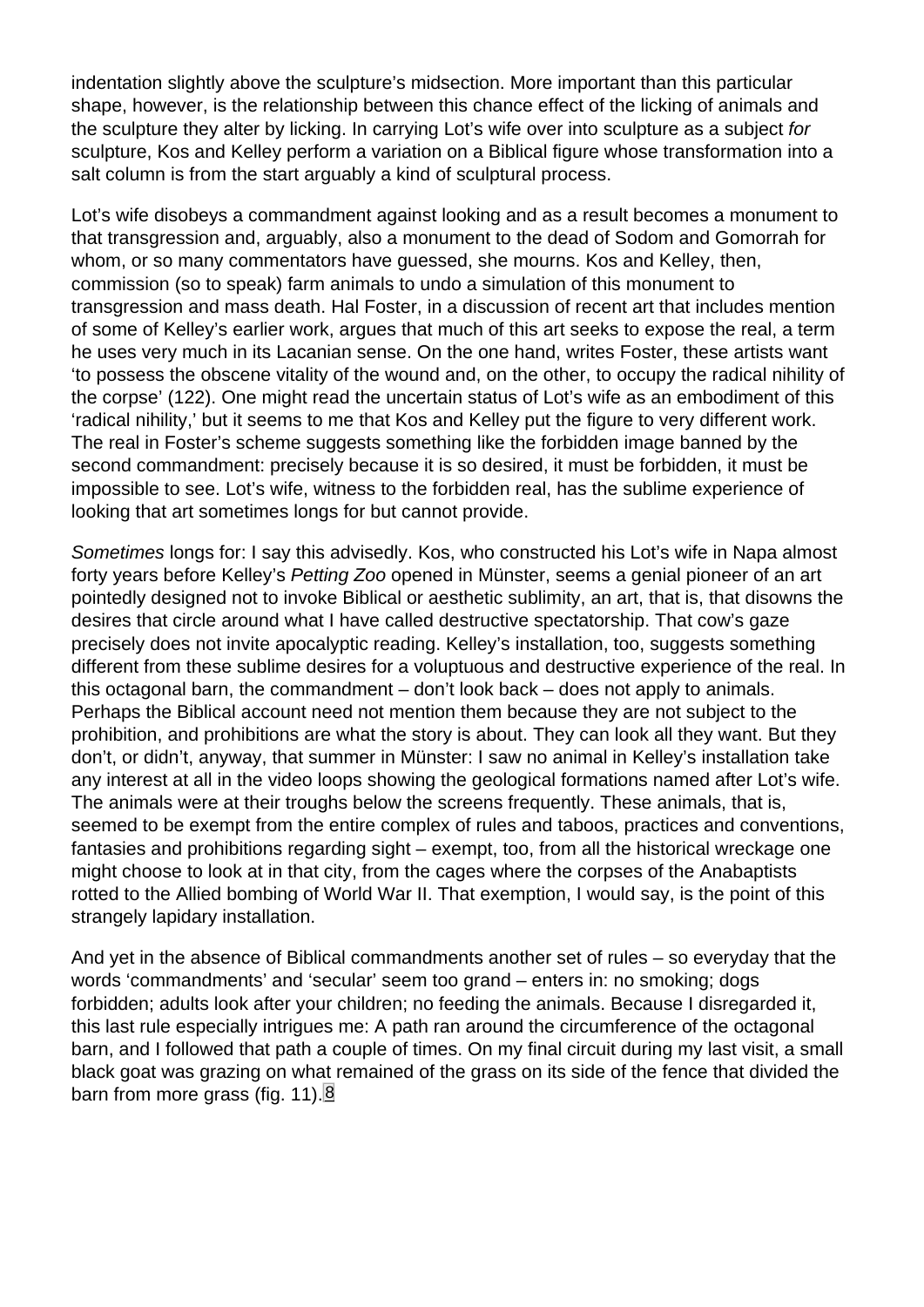indentation slightly above the sculpture's midsection. More important than this particular shape, however, is the relationship between this chance effect of the licking of animals and the sculpture they alter by licking. In carrying Lot's wife over into sculpture as a subject *for* sculpture, Kos and Kelley perform a variation on a Biblical figure whose transformation into a salt column is from the start arguably a kind of sculptural process.

Lot's wife disobeys a commandment against looking and as a result becomes a monument to that transgression and, arguably, also a monument to the dead of Sodom and Gomorrah for whom, or so many commentators have guessed, she mourns. Kos and Kelley, then, commission (so to speak) farm animals to undo a simulation of this monument to transgression and mass death. Hal Foster, in a discussion of recent art that includes mention of some of Kelley's earlier work, argues that much of this art seeks to expose the real, a term he uses very much in its Lacanian sense. On the one hand, writes Foster, these artists want 'to possess the obscene vitality of the wound and, on the other, to occupy the radical nihility of the corpse' (122). One might read the uncertain status of Lot's wife as an embodiment of this 'radical nihility,' but it seems to me that Kos and Kelley put the figure to very different work. The real in Foster's scheme suggests something like the forbidden image banned by the second commandment: precisely because it is so desired, it must be forbidden, it must be impossible to see. Lot's wife, witness to the forbidden real, has the sublime experience of looking that art sometimes longs for but cannot provide.

*Sometimes* longs for: I say this advisedly. Kos, who constructed his Lot's wife in Napa almost forty years before Kelley's *Petting Zoo* opened in Münster, seems a genial pioneer of an art pointedly designed not to invoke Biblical or aesthetic sublimity, an art, that is, that disowns the desires that circle around what I have called destructive spectatorship. That cow's gaze precisely does not invite apocalyptic reading. Kelley's installation, too, suggests something different from these sublime desires for a voluptuous and destructive experience of the real. In this octagonal barn, the commandment – don't look back – does not apply to animals. Perhaps the Biblical account need not mention them because they are not subject to the prohibition, and prohibitions are what the story is about. They can look all they want. But they don't, or didn't, anyway, that summer in Münster: I saw no animal in Kelley's installation take any interest at all in the video loops showing the geological formations named after Lot's wife. The animals were at their troughs below the screens frequently. These animals, that is, seemed to be exempt from the entire complex of rules and taboos, practices and conventions, fantasies and prohibitions regarding sight – exempt, too, from all the historical wreckage one might choose to look at in that city, from the cages where the corpses of the Anabaptists rotted to the Allied bombing of World War II. That exemption, I would say, is the point of this strangely lapidary installation.

And yet in the absence of Biblical commandments another set of rules – so everyday that the words 'commandments' and 'secular' seem too grand – enters in: no smoking; dogs forbidden; adults look after your children; no feeding the animals. Because I disregarded it, this last rule especially intrigues me: A path ran around the circumference of the octagonal barn, and I followed that path a couple of times. On my final circuit during my last visit, a small black goat was grazing on what remained of the grass on its side of the fence that divided the barn from more grass (fig. 11).[8]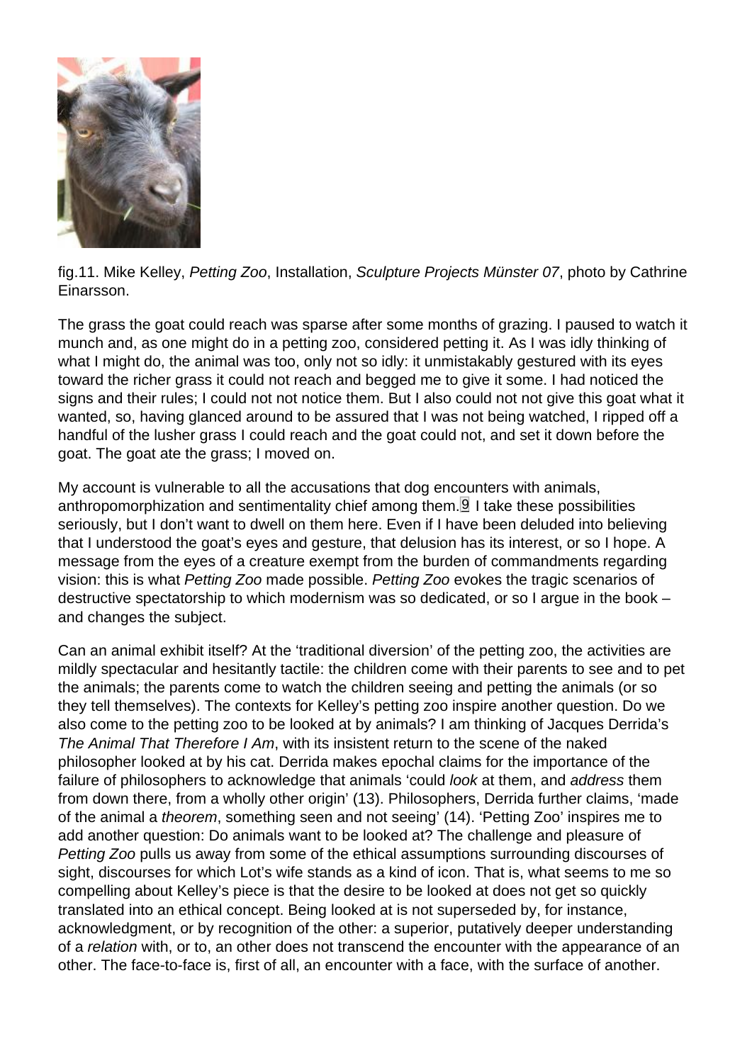fig.11. Mike Kelley, *Petting Zoo*, Installation, *Sculpture Projects Münster 07*, photo by Cathrine Einarsson.

The grass the goat could reach was sparse after some months of grazing. I paused to watch it munch and, as one might do in a petting zoo, considered petting it. As I was idly thinking of what I might do, the animal was too, only not so idly: it unmistakably gestured with its eyes toward the richer grass it could not reach and begged me to give it some. I had noticed the signs and their rules; I could not not notice them. But I also could not not give this goat what it wanted, so, having glanced around to be assured that I was not being watched, I ripped off a handful of the lusher grass I could reach and the goat could not, and set it down before the goat. The goat ate the grass; I moved on.

My account is vulnerable to all the accusations that dog encounters with animals, anthropomorphization and sentimentality chief among them.[9] I take these possibilities seriously, but I don't want to dwell on them here. Even if I have been deluded into believing that I understood the goat's eyes and gesture, that delusion has its interest, or so I hope. A message from the eyes of a creature exempt from the burden of commandments regarding vision: this is what *Petting Zoo* made possible. *Petting Zoo* evokes the tragic scenarios of destructive spectatorship to which modernism was so dedicated, or so I argue in the book – and changes the subject.

Can an animal exhibit itself? At the 'traditional diversion' of the petting zoo, the activities are mildly spectacular and hesitantly tactile: the children come with their parents to see and to pet the animals; the parents come to watch the children seeing and petting the animals (or so they tell themselves). The contexts for Kelley's petting zoo inspire another question. Do we also come to the petting zoo to be looked at by animals? I am thinking of Jacques Derrida's *The Animal That Therefore I Am*, with its insistent return to the scene of the naked philosopher looked at by his cat. Derrida makes epochal claims for the importance of the failure of philosophers to acknowledge that animals 'could *look* at them, and *address* them from down there, from a wholly other origin' (13). Philosophers, Derrida further claims, 'made of the animal a *theorem*, something seen and not seeing' (14). 'Petting Zoo' inspires me to add another question: Do animals want to be looked at? The challenge and pleasure of *Petting Zoo* pulls us away from some of the ethical assumptions surrounding discourses of sight, discourses for which Lot's wife stands as a kind of icon. That is, what seems to me so compelling about Kelley's piece is that the desire to be looked at does not get so quickly translated into an ethical concept. Being looked at is not superseded by, for instance, acknowledgment, or by recognition of the other: a superior, putatively deeper understanding of a *relation* with, or to, an other does not transcend the encounter with the appearance of an other. The face-to-face is, first of all, an encounter with a face, with the surface of another.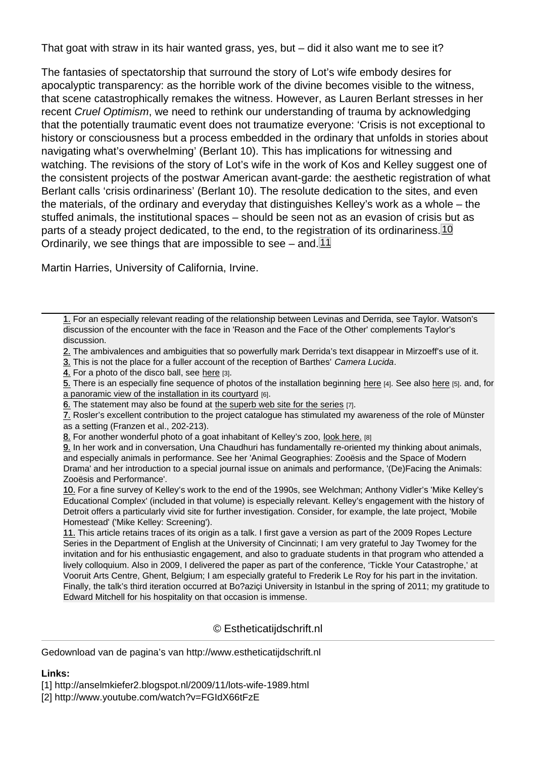That goat with straw in its hair wanted grass, yes, but – did it also want me to see it?

The fantasies of spectatorship that surround the story of Lot's wife embody desires for apocalyptic transparency: as the horrible work of the divine becomes visible to the witness, that scene catastrophically remakes the witness. However, as Lauren Berlant stresses in her recent *Cruel Optimism*, we need to rethink our understanding of trauma by acknowledging that the potentially traumatic event does not traumatize everyone: 'Crisis is not exceptional to history or consciousness but a process embedded in the ordinary that unfolds in stories about navigating what's overwhelming' (Berlant 10). This has implications for witnessing and watching. The revisions of the story of Lot's wife in the work of Kos and Kelley suggest one of the consistent projects of the postwar American avant-garde: the aesthetic registration of what Berlant calls 'crisis ordinariness' (Berlant 10). The resolute dedication to the sites, and even the materials, of the ordinary and everyday that distinguishes Kelley's work as a whole – the stuffed animals, the institutional spaces – should be seen not as an evasion of crisis but as parts of a steady project dedicated, to the end, to the registration of its ordinariness.[10] Ordinarily, we see things that are impossible to see – and.[11]

Martin Harries, University of California, Irvine.

---

1. For an especially relevant reading of the relationship between Levinas and Derrida, see Taylor. Watson's discussion of the encounter with the face in 'Reason and the Face of the Other' complements Taylor's discussion.
2. The ambivalences and ambiguities that so powerfully mark Derrida's text disappear in Mirzoeff's use of it.
3. This is not the place for a fuller account of the reception of Barthes' *Camera Lucida*.
4. For a photo of the disco ball, see here [3].
5. There is an especially fine sequence of photos of the installation beginning here [4]. See also here [5]. and, for a panoramic view of the installation in its courtyard [6].
6. The statement may also be found at the superb web site for the series [7].
7. Rosler's excellent contribution to the project catalogue has stimulated my awareness of the role of Münster as a setting (Franzen et al., 202-213).
8. For another wonderful photo of a goat inhabitant of Kelley's zoo, look here. [8]
9. In her work and in conversation, Una Chaudhuri has fundamentally re-oriented my thinking about animals, and especially animals in performance. See her 'Animal Geographies: Zooësis and the Space of Modern Drama' and her introduction to a special journal issue on animals and performance, '(De)Facing the Animals: Zooësis and Performance'.
10. For a fine survey of Kelley's work to the end of the 1990s, see Welchman; Anthony Vidler's 'Mike Kelley's Educational Complex' (included in that volume) is especially relevant. Kelley's engagement with the history of Detroit offers a particularly vivid site for further investigation. Consider, for example, the late project, 'Mobile Homestead' ('Mike Kelley: Screening').
11. This article retains traces of its origin as a talk. I first gave a version as part of the 2009 Ropes Lecture Series in the Department of English at the University of Cincinnati; I am very grateful to Jay Twomey for the invitation and for his enthusiastic engagement, and also to graduate students in that program who attended a lively colloquium. Also in 2009, I delivered the paper as part of the conference, 'Tickle Your Catastrophe,' at Vooruit Arts Centre, Ghent, Belgium; I am especially grateful to Frederik Le Roy for his part in the invitation. Finally, the talk's third iteration occurred at Bo?aziçi University in Istanbul in the spring of 2011; my gratitude to Edward Mitchell for his hospitality on that occasion is immense.

© Estheticatijdschrift.nl

Gedownload van de pagina's van http://www.estheticatijdschrift.nl

**Links:**

[1] http://anselmkiefer2.blogspot.nl/2009/11/lots-wife-1989.html
[2] http://www.youtube.com/watch?v=FGIdX66tFzE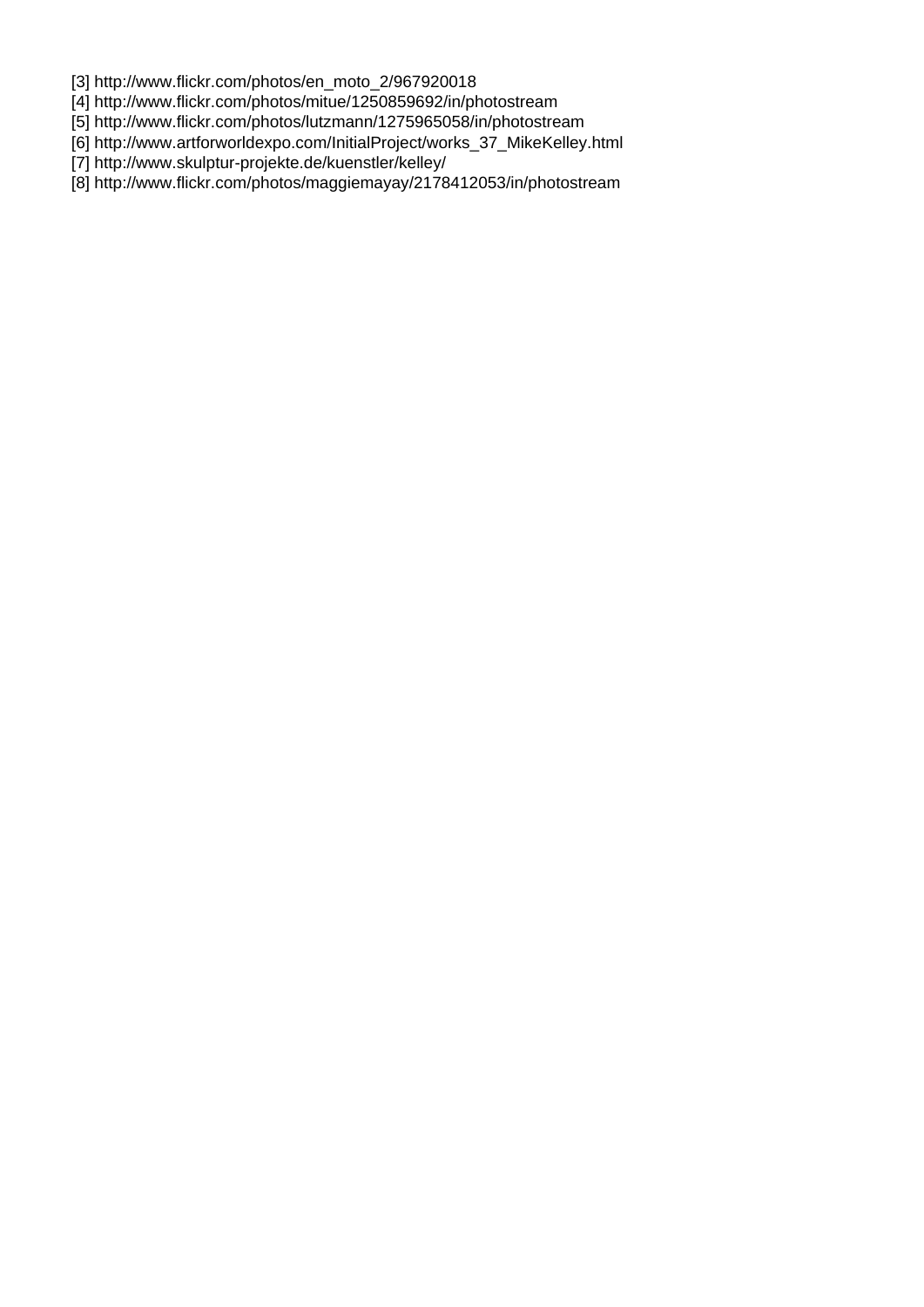[3] http://www.flickr.com/photos/en_moto_2/967920018
[4] http://www.flickr.com/photos/mitue/1250859692/in/photostream
[5] http://www.flickr.com/photos/lutzmann/1275965058/in/photostream
[6] http://www.artforworldexpo.com/InitialProject/works_37_MikeKelley.html
[7] http://www.skulptur-projekte.de/kuenstler/kelley/
[8] http://www.flickr.com/photos/maggiemayay/2178412053/in/photostream